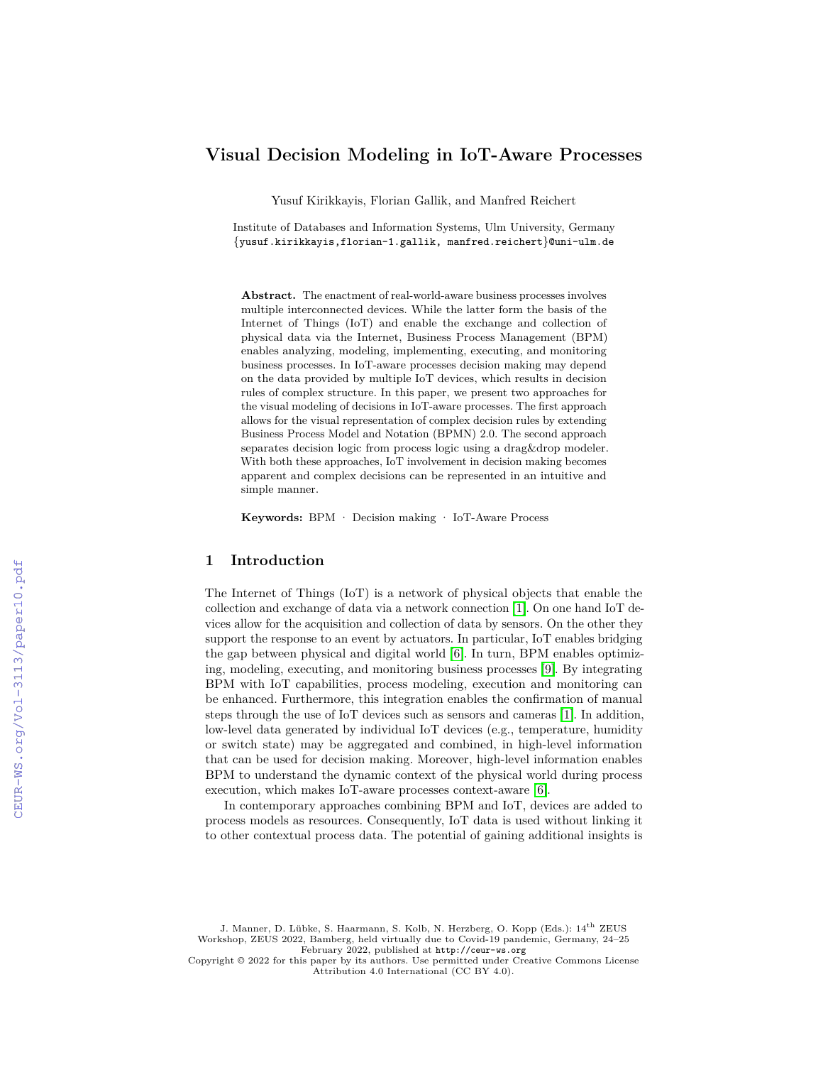# Visual Decision Modeling in IoT-Aware Processes

Yusuf Kirikkayis, Florian Gallik, and Manfred Reichert

Institute of Databases and Information Systems, Ulm University, Germany
{yusuf.kirikkayis,florian-1.gallik, manfred.reichert}@uni-ulm.de

**Abstract.** The enactment of real-world-aware business processes involves multiple interconnected devices. While the latter form the basis of the Internet of Things (IoT) and enable the exchange and collection of physical data via the Internet, Business Process Management (BPM) enables analyzing, modeling, implementing, executing, and monitoring business processes. In IoT-aware processes decision making may depend on the data provided by multiple IoT devices, which results in decision rules of complex structure. In this paper, we present two approaches for the visual modeling of decisions in IoT-aware processes. The first approach allows for the visual representation of complex decision rules by extending Business Process Model and Notation (BPMN) 2.0. The second approach separates decision logic from process logic using a drag&drop modeler. With both these approaches, IoT involvement in decision making becomes apparent and complex decisions can be represented in an intuitive and simple manner.

**Keywords:** BPM · Decision making · IoT-Aware Process

## 1 Introduction

The Internet of Things (IoT) is a network of physical objects that enable the collection and exchange of data via a network connection [1]. On one hand IoT devices allow for the acquisition and collection of data by sensors. On the other they support the response to an event by actuators. In particular, IoT enables bridging the gap between physical and digital world [6]. In turn, BPM enables optimizing, modeling, executing, and monitoring business processes [9]. By integrating BPM with IoT capabilities, process modeling, execution and monitoring can be enhanced. Furthermore, this integration enables the confirmation of manual steps through the use of IoT devices such as sensors and cameras [1]. In addition, low-level data generated by individual IoT devices (e.g., temperature, humidity or switch state) may be aggregated and combined, in high-level information that can be used for decision making. Moreover, high-level information enables BPM to understand the dynamic context of the physical world during process execution, which makes IoT-aware processes context-aware [6].

In contemporary approaches combining BPM and IoT, devices are added to process models as resources. Consequently, IoT data is used without linking it to other contextual process data. The potential of gaining additional insights is

J. Manner, D. Lübke, S. Haarmann, S. Kolb, N. Herzberg, O. Kopp (Eds.): 14th ZEUS Workshop, ZEUS 2022, Bamberg, held virtually due to Covid-19 pandemic, Germany, 24–25 February 2022, published at http://ceur-ws.org
Copyright © 2022 for this paper by its authors. Use permitted under Creative Commons License Attribution 4.0 International (CC BY 4.0).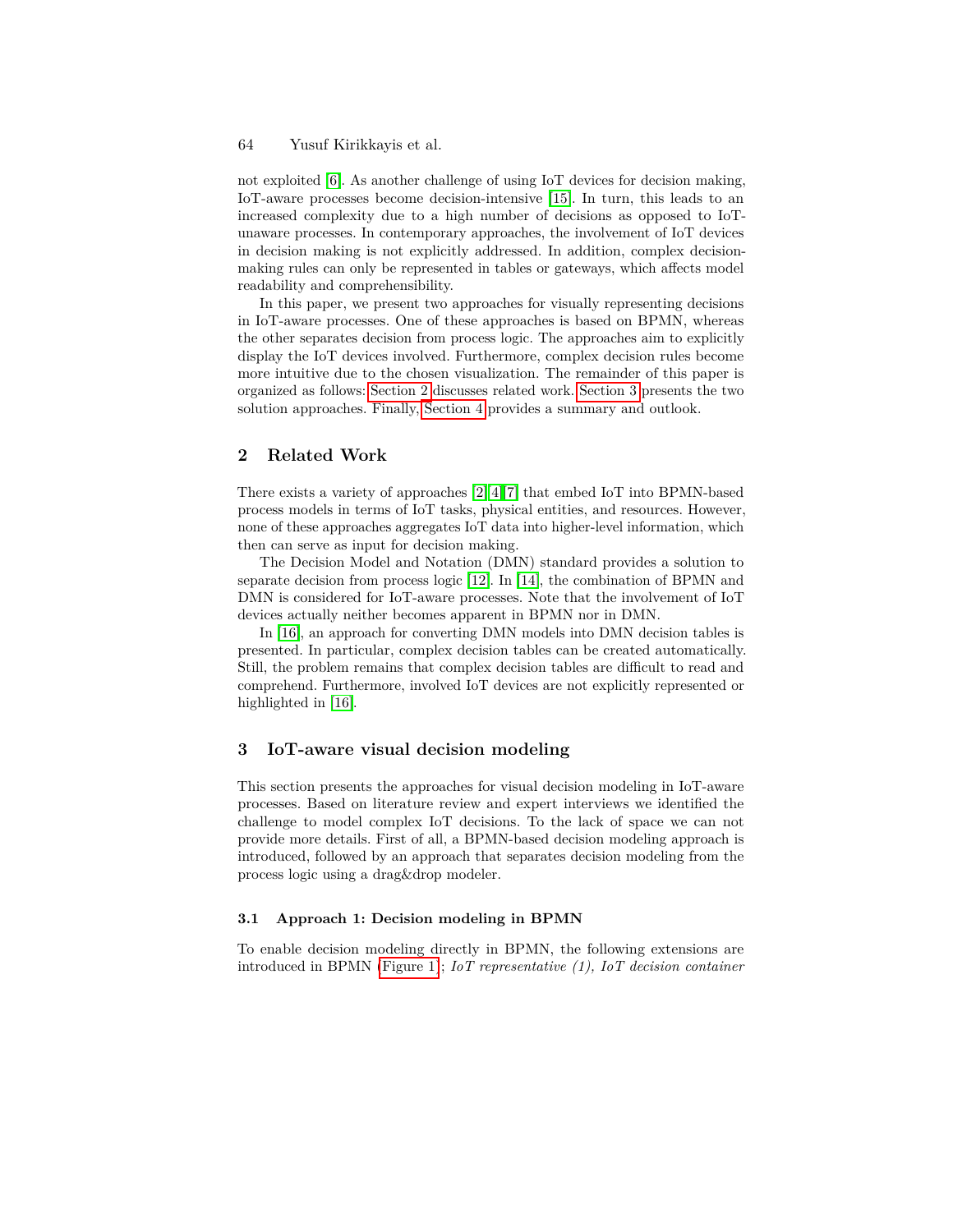not exploited [6]. As another challenge of using IoT devices for decision making, IoT-aware processes become decision-intensive [15]. In turn, this leads to an increased complexity due to a high number of decisions as opposed to IoT-unaware processes. In contemporary approaches, the involvement of IoT devices in decision making is not explicitly addressed. In addition, complex decision-making rules can only be represented in tables or gateways, which affects model readability and comprehensibility.

In this paper, we present two approaches for visually representing decisions in IoT-aware processes. One of these approaches is based on BPMN, whereas the other separates decision from process logic. The approaches aim to explicitly display the IoT devices involved. Furthermore, complex decision rules become more intuitive due to the chosen visualization. The remainder of this paper is organized as follows: Section 2 discusses related work. Section 3 presents the two solution approaches. Finally, Section 4 provides a summary and outlook.

## 2 Related Work

There exists a variety of approaches [2][4][7] that embed IoT into BPMN-based process models in terms of IoT tasks, physical entities, and resources. However, none of these approaches aggregates IoT data into higher-level information, which then can serve as input for decision making.

The Decision Model and Notation (DMN) standard provides a solution to separate decision from process logic [12]. In [14], the combination of BPMN and DMN is considered for IoT-aware processes. Note that the involvement of IoT devices actually neither becomes apparent in BPMN nor in DMN.

In [16], an approach for converting DMN models into DMN decision tables is presented. In particular, complex decision tables can be created automatically. Still, the problem remains that complex decision tables are difficult to read and comprehend. Furthermore, involved IoT devices are not explicitly represented or highlighted in [16].

## 3 IoT-aware visual decision modeling

This section presents the approaches for visual decision modeling in IoT-aware processes. Based on literature review and expert interviews we identified the challenge to model complex IoT decisions. To the lack of space we can not provide more details. First of all, a BPMN-based decision modeling approach is introduced, followed by an approach that separates decision modeling from the process logic using a drag&drop modeler.

### 3.1 Approach 1: Decision modeling in BPMN

To enable decision modeling directly in BPMN, the following extensions are introduced in BPMN (Figure 1): *IoT representative (1), IoT decision container*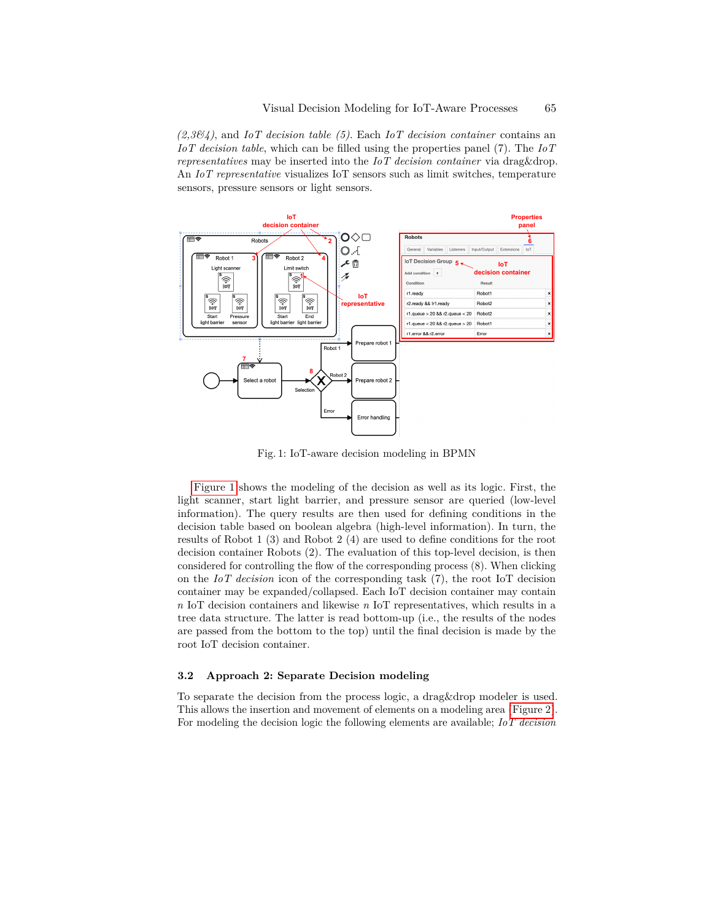*(2,3&4)*, and *IoT decision table (5)*. Each *IoT decision container* contains an *IoT decision table*, which can be filled using the properties panel (7). The *IoT representatives* may be inserted into the *IoT decision container* via drag&drop. An *IoT representative* visualizes IoT sensors such as limit switches, temperature sensors, pressure sensors or light sensors.

Fig. 1: IoT-aware decision modeling in BPMN

Figure 1 shows the modeling of the decision as well as its logic. First, the light scanner, start light barrier, and pressure sensor are queried (low-level information). The query results are then used for defining conditions in the decision table based on boolean algebra (high-level information). In turn, the results of Robot 1 (3) and Robot 2 (4) are used to define conditions for the root decision container Robots (2). The evaluation of this top-level decision, is then considered for controlling the flow of the corresponding process (8). When clicking on the *IoT decision* icon of the corresponding task (7), the root IoT decision container may be expanded/collapsed. Each IoT decision container may contain $n$ IoT decision containers and likewise $n$ IoT representatives, which results in a tree data structure. The latter is read bottom-up (i.e., the results of the nodes are passed from the bottom to the top) until the final decision is made by the root IoT decision container.

### 3.2 Approach 2: Separate Decision modeling

To separate the decision from the process logic, a drag&drop modeler is used. This allows the insertion and movement of elements on a modeling area Figure 2. For modeling the decision logic the following elements are available; *IoT decision*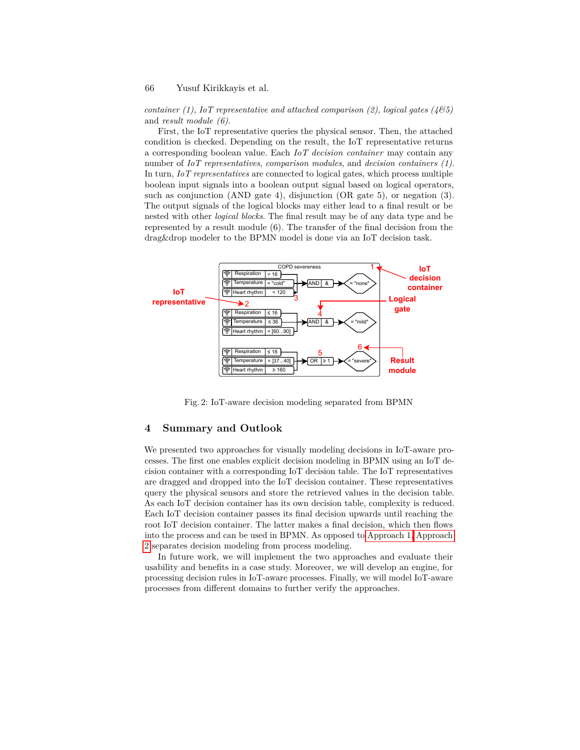*container (1)*, *IoT representative and attached comparison (2)*, *logical gates (4&5)* and *result module (6)*.

First, the IoT representative queries the physical sensor. Then, the attached condition is checked. Depending on the result, the IoT representative returns a corresponding boolean value. Each *IoT decision container* may contain any number of *IoT representatives*, *comparison modules*, and *decision containers (1)*. In turn, *IoT representatives* are connected to logical gates, which process multiple boolean input signals into a boolean output signal based on logical operators, such as conjunction (AND gate 4), disjunction (OR gate 5), or negation (3). The output signals of the logical blocks may either lead to a final result or be nested with other *logical blocks*. The final result may be of any data type and be represented by a result module (6). The transfer of the final decision from the drag&drop modeler to the BPMN model is done via an IoT decision task.

Fig. 2: IoT-aware decision modeling separated from BPMN

## 4 Summary and Outlook

We presented two approaches for visually modeling decisions in IoT-aware processes. The first one enables explicit decision modeling in BPMN using an IoT decision container with a corresponding IoT decision table. The IoT representatives are dragged and dropped into the IoT decision container. These representatives query the physical sensors and store the retrieved values in the decision table. As each IoT decision container has its own decision table, complexity is reduced. Each IoT decision container passes its final decision upwards until reaching the root IoT decision container. The latter makes a final decision, which then flows into the process and can be used in BPMN. As opposed to Approach 1, Approach 2 separates decision modeling from process modeling.

In future work, we will implement the two approaches and evaluate their usability and benefits in a case study. Moreover, we will develop an engine, for processing decision rules in IoT-aware processes. Finally, we will model IoT-aware processes from different domains to further verify the approaches.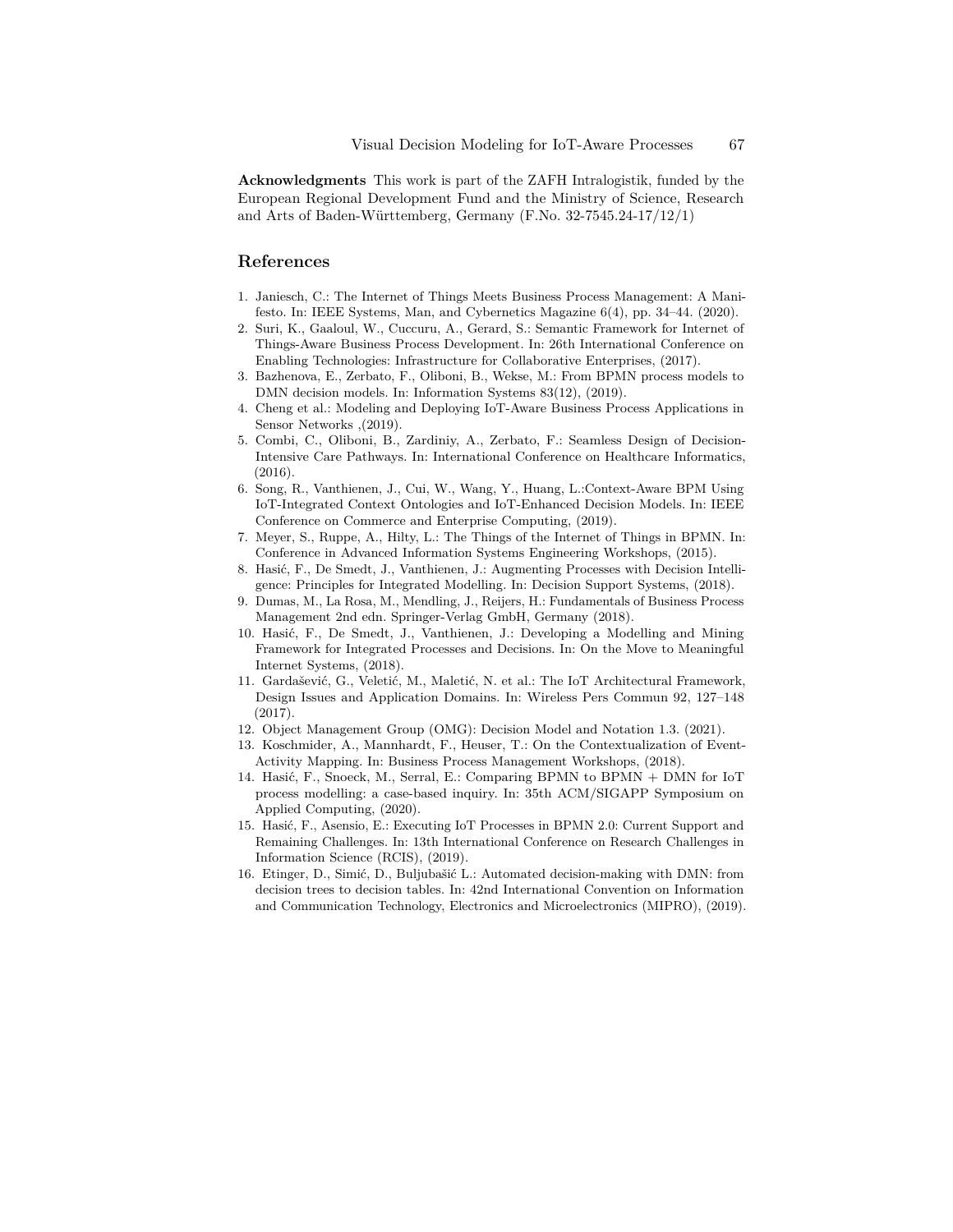**Acknowledgments** This work is part of the ZAFH Intralogistik, funded by the European Regional Development Fund and the Ministry of Science, Research and Arts of Baden-Württemberg, Germany (F.No. 32-7545.24-17/12/1)

## References

1. Janiesch, C.: The Internet of Things Meets Business Process Management: A Manifesto. In: IEEE Systems, Man, and Cybernetics Magazine 6(4), pp. 34–44. (2020).
2. Suri, K., Gaaloul, W., Cuccuru, A., Gerard, S.: Semantic Framework for Internet of Things-Aware Business Process Development. In: 26th International Conference on Enabling Technologies: Infrastructure for Collaborative Enterprises, (2017).
3. Bazhenova, E., Zerbato, F., Oliboni, B., Wekse, M.: From BPMN process models to DMN decision models. In: Information Systems 83(12), (2019).
4. Cheng et al.: Modeling and Deploying IoT-Aware Business Process Applications in Sensor Networks ,(2019).
5. Combi, C., Oliboni, B., Zardiniy, A., Zerbato, F.: Seamless Design of Decision-Intensive Care Pathways. In: International Conference on Healthcare Informatics, (2016).
6. Song, R., Vanthienen, J., Cui, W., Wang, Y., Huang, L.:Context-Aware BPM Using IoT-Integrated Context Ontologies and IoT-Enhanced Decision Models. In: IEEE Conference on Commerce and Enterprise Computing, (2019).
7. Meyer, S., Ruppe, A., Hilty, L.: The Things of the Internet of Things in BPMN. In: Conference in Advanced Information Systems Engineering Workshops, (2015).
8. Hasić, F., De Smedt, J., Vanthienen, J.: Augmenting Processes with Decision Intelligence: Principles for Integrated Modelling. In: Decision Support Systems, (2018).
9. Dumas, M., La Rosa, M., Mendling, J., Reijers, H.: Fundamentals of Business Process Management 2nd edn. Springer-Verlag GmbH, Germany (2018).
10. Hasić, F., De Smedt, J., Vanthienen, J.: Developing a Modelling and Mining Framework for Integrated Processes and Decisions. In: On the Move to Meaningful Internet Systems, (2018).
11. Gardašević, G., Veletić, M., Maletić, N. et al.: The IoT Architectural Framework, Design Issues and Application Domains. In: Wireless Pers Commun 92, 127–148 (2017).
12. Object Management Group (OMG): Decision Model and Notation 1.3. (2021).
13. Koschmider, A., Mannhardt, F., Heuser, T.: On the Contextualization of Event-Activity Mapping. In: Business Process Management Workshops, (2018).
14. Hasić, F., Snoeck, M., Serral, E.: Comparing BPMN to BPMN + DMN for IoT process modelling: a case-based inquiry. In: 35th ACM/SIGAPP Symposium on Applied Computing, (2020).
15. Hasić, F., Asensio, E.: Executing IoT Processes in BPMN 2.0: Current Support and Remaining Challenges. In: 13th International Conference on Research Challenges in Information Science (RCIS), (2019).
16. Etinger, D., Simić, D., Buljubašić L.: Automated decision-making with DMN: from decision trees to decision tables. In: 42nd International Convention on Information and Communication Technology, Electronics and Microelectronics (MIPRO), (2019).